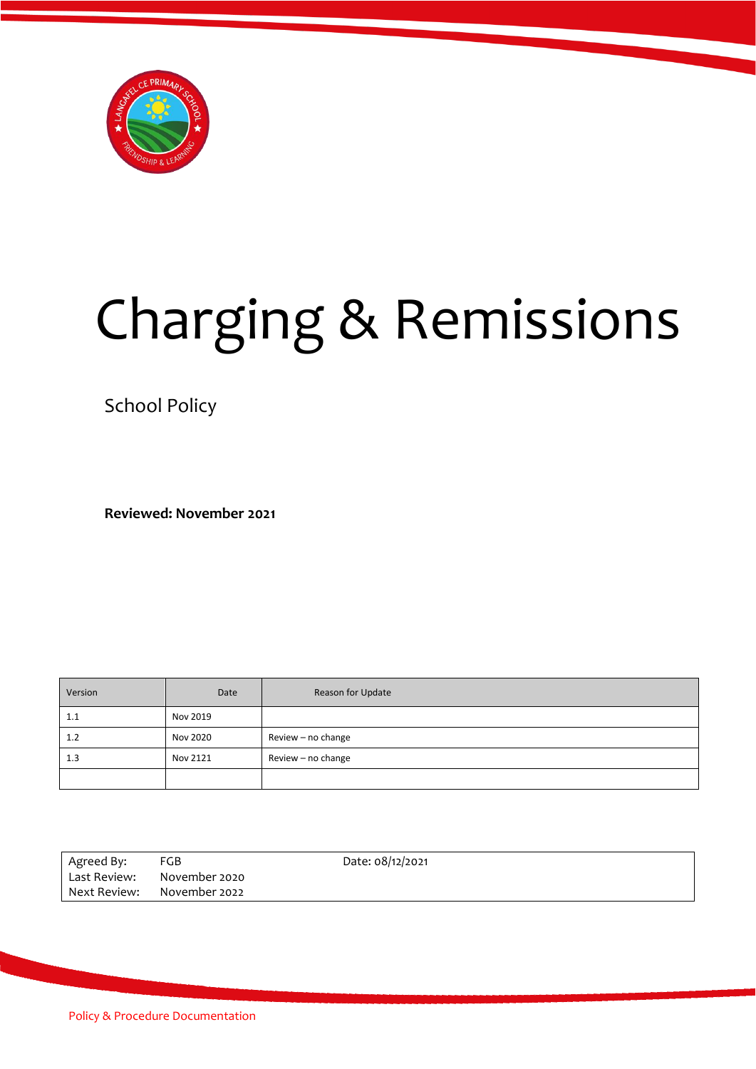# Charging & Remissions

School Policy

**Reviewed: November 2021**

| Version | Date | Reason for Update |
|---|---|---|
| 1.1 | Nov 2019 | |
| 1.2 | Nov 2020 | Review – no change |
| 1.3 | Nov 2121 | Review – no change |
| | | |

| | | |
|---|---|---|
| Agreed By: | FGB | Date: 08/12/2021 |
| Last Review: | November 2020 | |
| Next Review: | November 2022 | |

Policy & Procedure Documentation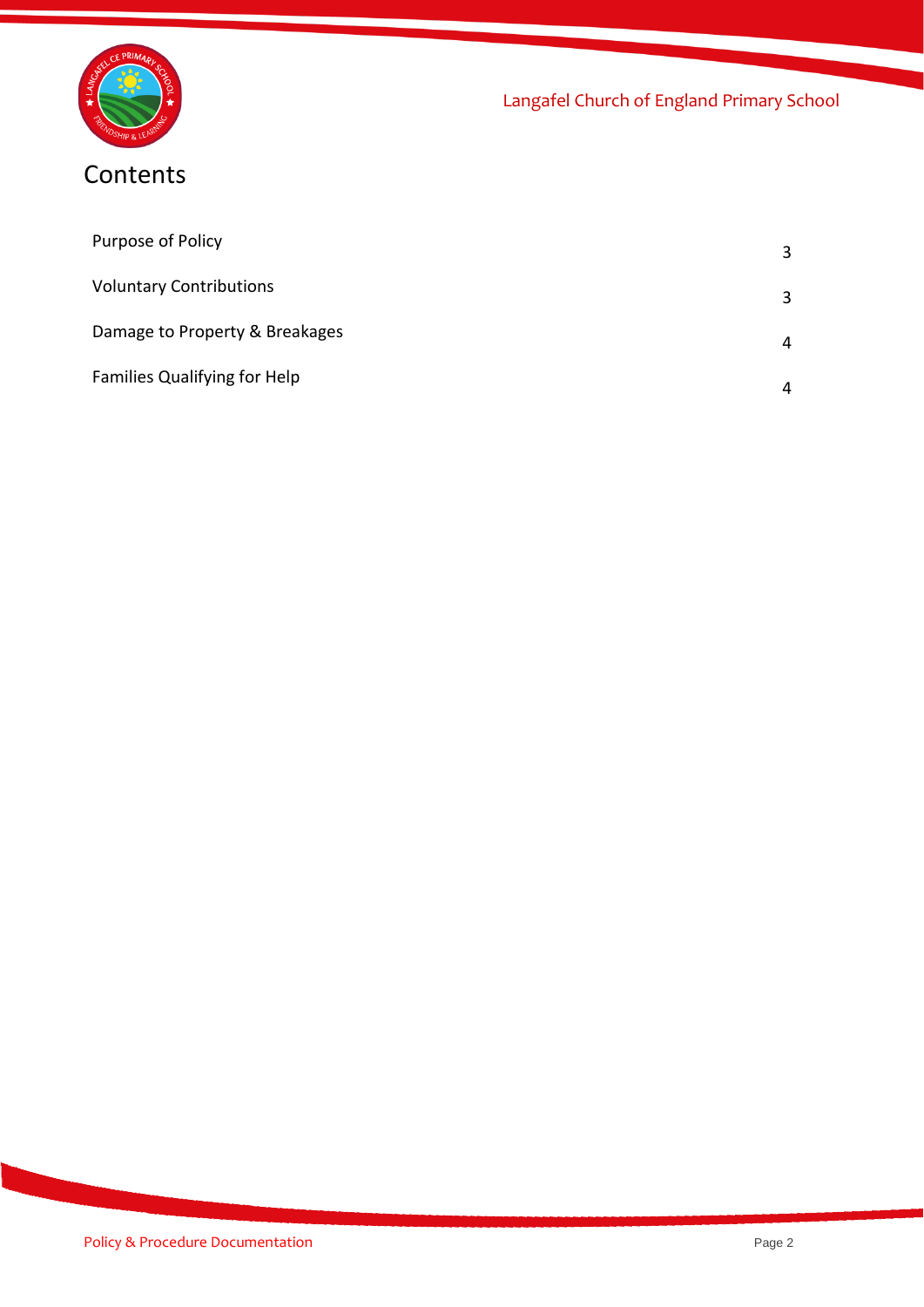# Contents

| | |
|---|---|
| Purpose of Policy | 3 |
| Voluntary Contributions | 3 |
| Damage to Property & Breakages | 4 |
| Families Qualifying for Help | 4 |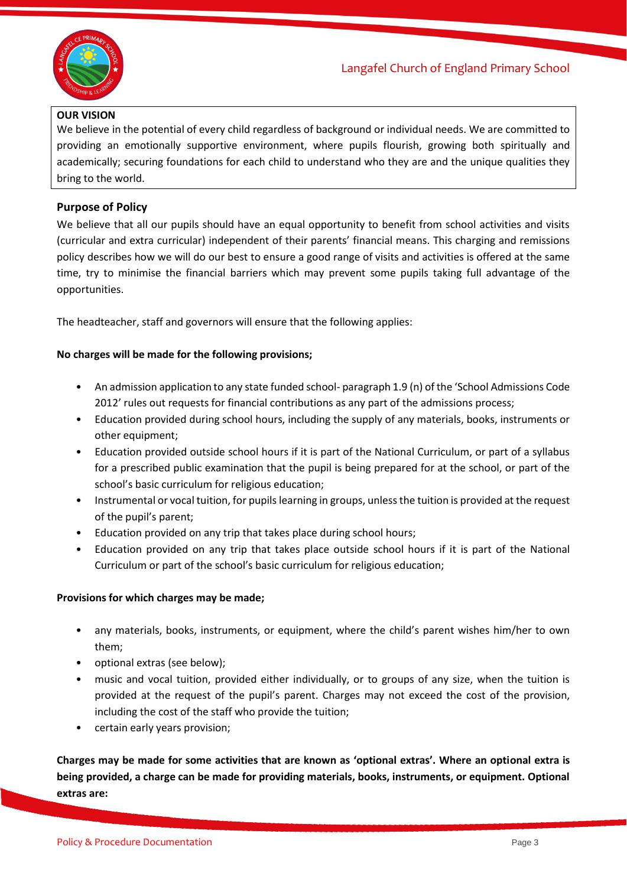**OUR VISION**

We believe in the potential of every child regardless of background or individual needs. We are committed to providing an emotionally supportive environment, where pupils flourish, growing both spiritually and academically; securing foundations for each child to understand who they are and the unique qualities they bring to the world.

## Purpose of Policy

We believe that all our pupils should have an equal opportunity to benefit from school activities and visits (curricular and extra curricular) independent of their parents' financial means. This charging and remissions policy describes how we will do our best to ensure a good range of visits and activities is offered at the same time, try to minimise the financial barriers which may prevent some pupils taking full advantage of the opportunities.

The headteacher, staff and governors will ensure that the following applies:

**No charges will be made for the following provisions;**

- An admission application to any state funded school- paragraph 1.9 (n) of the 'School Admissions Code 2012' rules out requests for financial contributions as any part of the admissions process;
- Education provided during school hours, including the supply of any materials, books, instruments or other equipment;
- Education provided outside school hours if it is part of the National Curriculum, or part of a syllabus for a prescribed public examination that the pupil is being prepared for at the school, or part of the school's basic curriculum for religious education;
- Instrumental or vocal tuition, for pupils learning in groups, unless the tuition is provided at the request of the pupil's parent;
- Education provided on any trip that takes place during school hours;
- Education provided on any trip that takes place outside school hours if it is part of the National Curriculum or part of the school's basic curriculum for religious education;

**Provisions for which charges may be made;**

- any materials, books, instruments, or equipment, where the child's parent wishes him/her to own them;
- optional extras (see below);
- music and vocal tuition, provided either individually, or to groups of any size, when the tuition is provided at the request of the pupil's parent. Charges may not exceed the cost of the provision, including the cost of the staff who provide the tuition;
- certain early years provision;

**Charges may be made for some activities that are known as 'optional extras'. Where an optional extra is being provided, a charge can be made for providing materials, books, instruments, or equipment. Optional extras are:**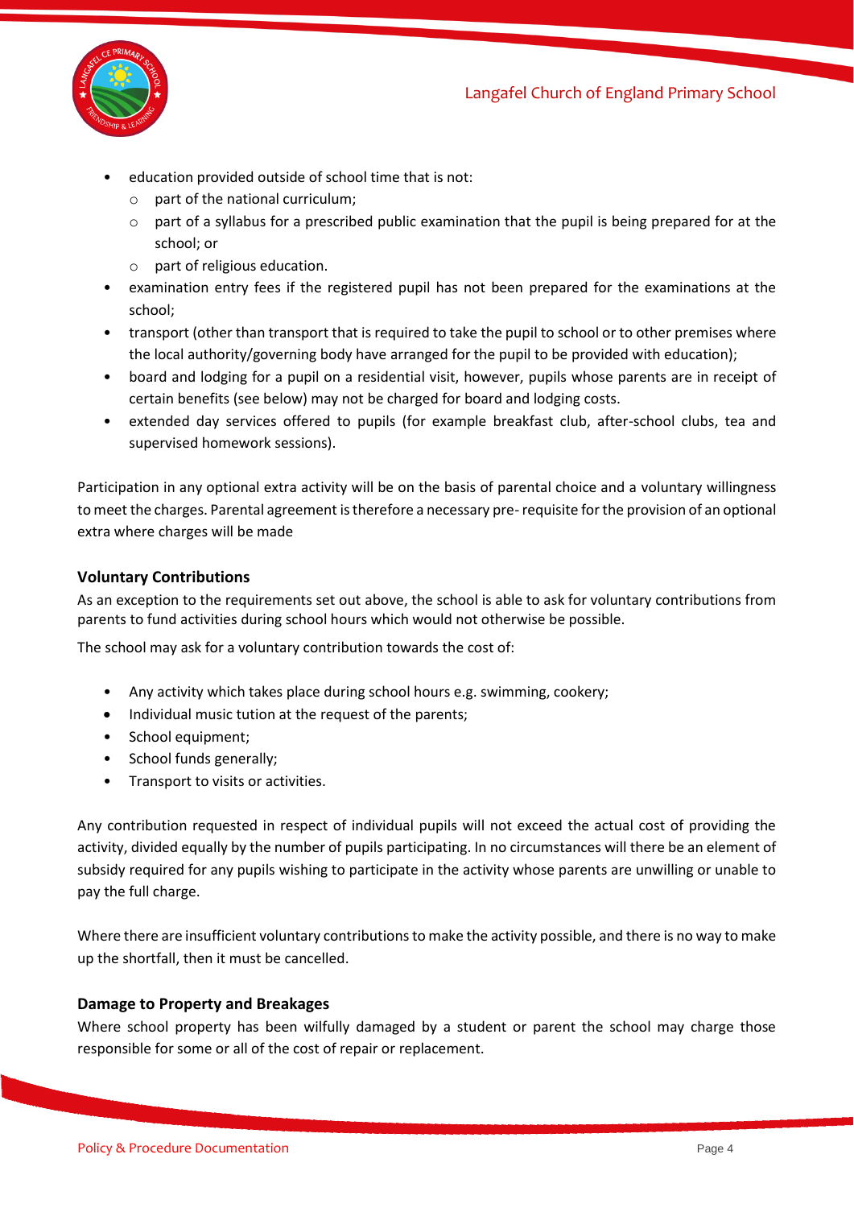- education provided outside of school time that is not:
  - part of the national curriculum;
  - part of a syllabus for a prescribed public examination that the pupil is being prepared for at the school; or
  - part of religious education.
- examination entry fees if the registered pupil has not been prepared for the examinations at the school;
- transport (other than transport that is required to take the pupil to school or to other premises where the local authority/governing body have arranged for the pupil to be provided with education);
- board and lodging for a pupil on a residential visit, however, pupils whose parents are in receipt of certain benefits (see below) may not be charged for board and lodging costs.
- extended day services offered to pupils (for example breakfast club, after-school clubs, tea and supervised homework sessions).

Participation in any optional extra activity will be on the basis of parental choice and a voluntary willingness to meet the charges. Parental agreement is therefore a necessary pre- requisite for the provision of an optional extra where charges will be made

### Voluntary Contributions

As an exception to the requirements set out above, the school is able to ask for voluntary contributions from parents to fund activities during school hours which would not otherwise be possible.

The school may ask for a voluntary contribution towards the cost of:

- Any activity which takes place during school hours e.g. swimming, cookery;
- Individual music tution at the request of the parents;
- School equipment;
- School funds generally;
- Transport to visits or activities.

Any contribution requested in respect of individual pupils will not exceed the actual cost of providing the activity, divided equally by the number of pupils participating. In no circumstances will there be an element of subsidy required for any pupils wishing to participate in the activity whose parents are unwilling or unable to pay the full charge.

Where there are insufficient voluntary contributions to make the activity possible, and there is no way to make up the shortfall, then it must be cancelled.

### Damage to Property and Breakages

Where school property has been wilfully damaged by a student or parent the school may charge those responsible for some or all of the cost of repair or replacement.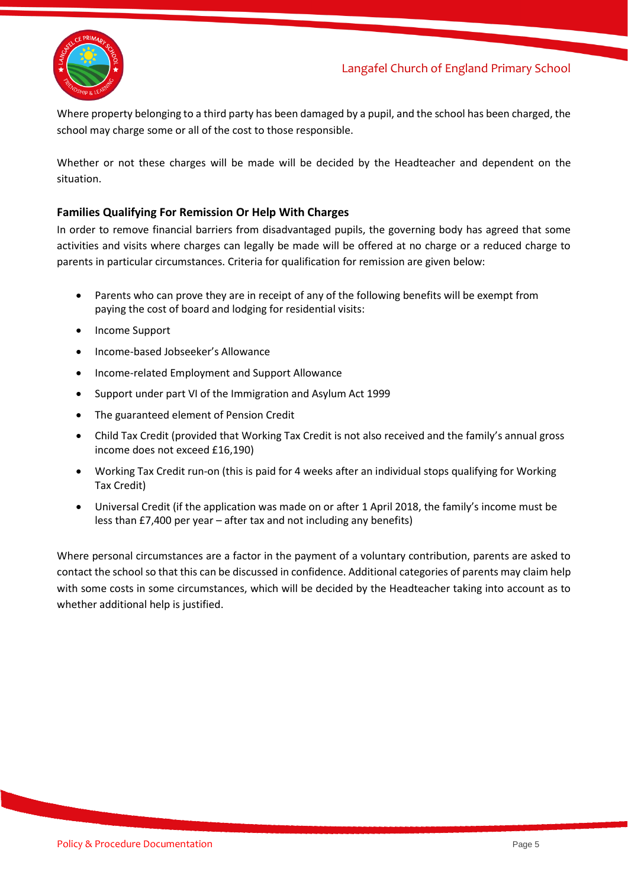Where property belonging to a third party has been damaged by a pupil, and the school has been charged, the school may charge some or all of the cost to those responsible.

Whether or not these charges will be made will be decided by the Headteacher and dependent on the situation.

### Families Qualifying For Remission Or Help With Charges

In order to remove financial barriers from disadvantaged pupils, the governing body has agreed that some activities and visits where charges can legally be made will be offered at no charge or a reduced charge to parents in particular circumstances. Criteria for qualification for remission are given below:

- Parents who can prove they are in receipt of any of the following benefits will be exempt from paying the cost of board and lodging for residential visits:
- Income Support
- Income-based Jobseeker's Allowance
- Income-related Employment and Support Allowance
- Support under part VI of the Immigration and Asylum Act 1999
- The guaranteed element of Pension Credit
- Child Tax Credit (provided that Working Tax Credit is not also received and the family's annual gross income does not exceed £16,190)
- Working Tax Credit run-on (this is paid for 4 weeks after an individual stops qualifying for Working Tax Credit)
- Universal Credit (if the application was made on or after 1 April 2018, the family's income must be less than £7,400 per year – after tax and not including any benefits)

Where personal circumstances are a factor in the payment of a voluntary contribution, parents are asked to contact the school so that this can be discussed in confidence. Additional categories of parents may claim help with some costs in some circumstances, which will be decided by the Headteacher taking into account as to whether additional help is justified.